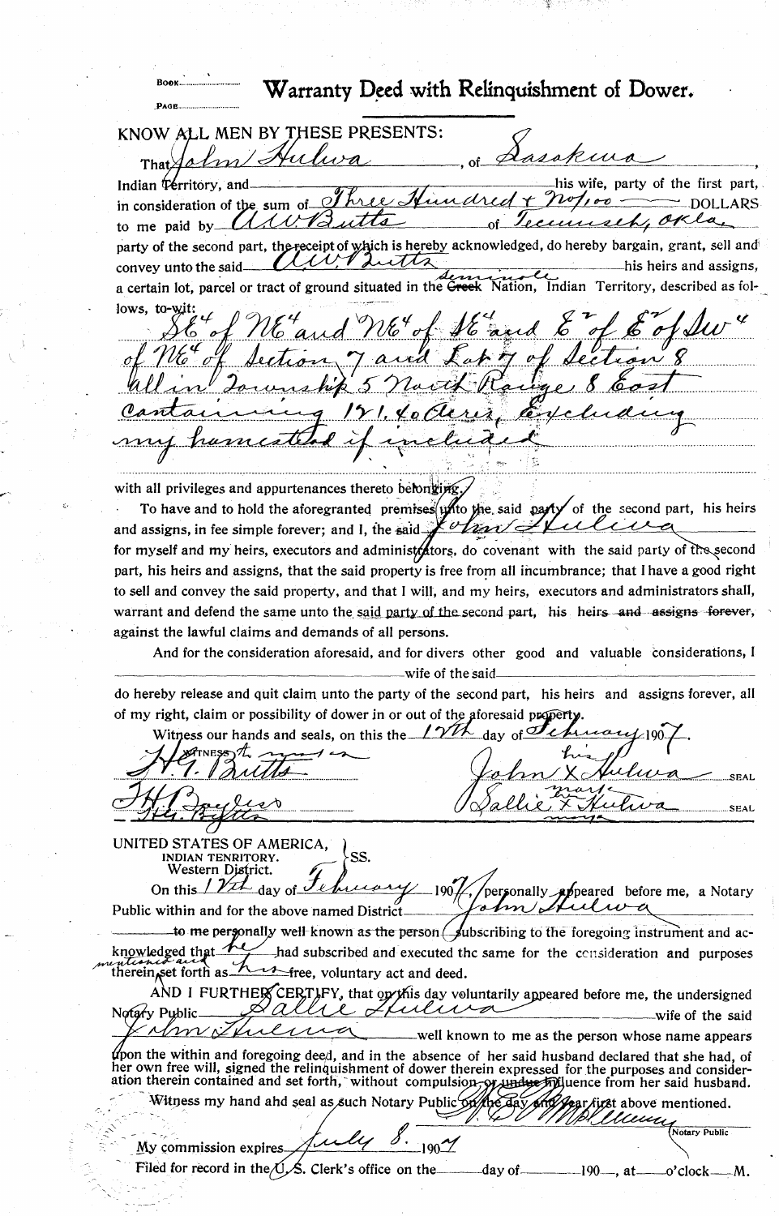Book..........

Page..........

# Warranty Deed with Relinquishment of Dower.

KNOW ALL MEN BY THESE PRESENTS:

That John Hulwa, of Sasakwa Indian Territory, and ________ his wife, party of the first part, in consideration of the sum of Three Hundred & No/100 DOLLARS to me paid by A.W. Butts of Tecumseh, Okla party of the second part, the receipt of which is hereby acknowledged, do hereby bargain, grant, sell and convey unto the said A.W. Butts his heirs and assigns, a certain lot, parcel or tract of ground situated in the ~~Creek~~ Seminole Nation, Indian Territory, described as follows, to-wit:

SE¼ of NE¼ and NE¼ of SE¼ and E½ of E½ of SW¼ of NE¼ of Section 7 and Lot 7 of Section 8 all in Township 5 North Range 8 East containing 121.40 Acres, excluding my homestead if included

with all privileges and appurtenances thereto belonging.

To have and to hold the aforegranted premises unto the said party of the second part, his heirs and assigns, in fee simple forever; and I, the said John Hulwa for myself and my heirs, executors and administrators, do covenant with the said party of the second part, his heirs and assigns, that the said property is free from all incumbrance; that I have a good right to sell and convey the said property, and that I will, and my heirs, executors and administrators shall, warrant and defend the same unto the said party of the second part, his heirs and assigns forever, against the lawful claims and demands of all persons.

And for the consideration aforesaid, and for divers other good and valuable considerations, I ________ wife of the said ________ do hereby release and quit claim unto the party of the second part, his heirs and assigns forever, all of my right, claim or possibility of dower in or out of the aforesaid property.

Witness our hands and seals, on this the 17th day of February 1907.

Witness to mark: H.G. Butts / T.H. Bayless / H.G. Butts

John (his X mark) Hulwa SEAL

Sallie (her X mark) Hulwa SEAL

UNITED STATES OF AMERICA, INDIAN TERRITORY. Western District. } SS.

On this 17th day of February 1907, personally appeared before me, a Notary Public within and for the above named District John Hulwa to me personally well known as the person subscribing to the foregoing instrument and acknowledged that he had subscribed and executed the same for the consideration and purposes therein mentioned and set forth as his free, voluntary act and deed.

AND I FURTHER CERTIFY, that on this day voluntarily appeared before me, the undersigned Notary Public Sallie Hulwa wife of the said John Hulwa well known to me as the person whose name appears upon the within and foregoing deed, and in the absence of her said husband declared that she had, of her own free will, signed the relinquishment of dower therein expressed for the purposes and consideration therein contained and set forth, without compulsion or undue influence from her said husband.

Witness my hand and seal as such Notary Public on the day and year first above mentioned.

W. C. McCleery, Notary Public

My commission expires July 8. 1907

Filed for record in the U.S. Clerk's office on the ______ day of ______ 190__, at ______ o'clock ______ M.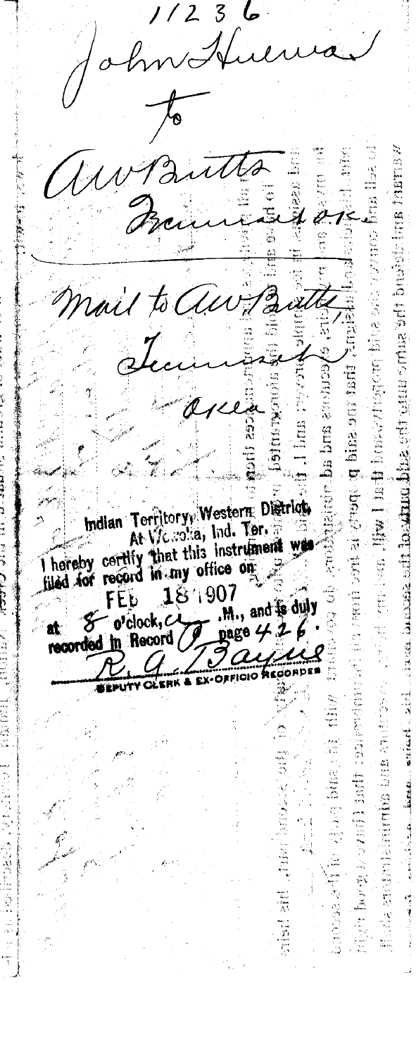11236

John Hulman

to

A W Butts
Tecumseh OK.

Mail to A W Butts,
Tecumseh
Okla

Indian Territory, Western District,
At Wewoka, Ind. Ter.
I hereby certify that this instrument was filed for record in my office on
FEB 18 1907
at 8 o'clock, a .M., and is duly recorded in Record C page 426.
R. A. Baynes
DEPUTY CLERK & EX-OFFICIO RECORDER